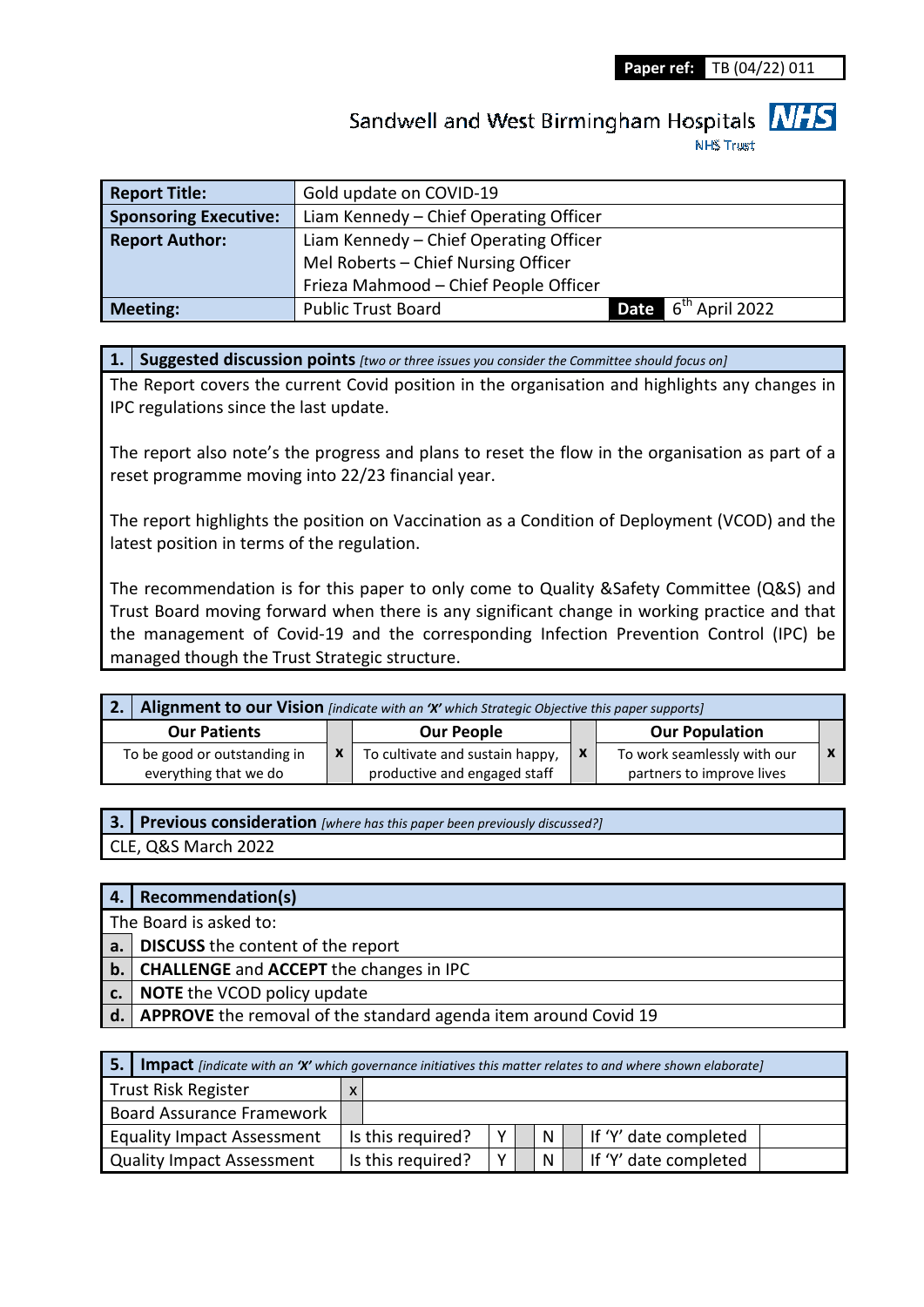| Paper ref: | TB (04/22) 011 |
|---|---|

Sandwell and West Birmingham Hospitals **NHS**
NHS Trust

| | | | |
|---|---|---|---|
| **Report Title:** | Gold update on COVID-19 | | |
| **Sponsoring Executive:** | Liam Kennedy – Chief Operating Officer | | |
| **Report Author:** | Liam Kennedy – Chief Operating Officer<br>Mel Roberts – Chief Nursing Officer<br>Frieza Mahmood – Chief People Officer | | |
| **Meeting:** | Public Trust Board | **Date** | 6th April 2022 |

## 1. Suggested discussion points *[two or three issues you consider the Committee should focus on]*

The Report covers the current Covid position in the organisation and highlights any changes in IPC regulations since the last update.

The report also note's the progress and plans to reset the flow in the organisation as part of a reset programme moving into 22/23 financial year.

The report highlights the position on Vaccination as a Condition of Deployment (VCOD) and the latest position in terms of the regulation.

The recommendation is for this paper to only come to Quality &Safety Committee (Q&S) and Trust Board moving forward when there is any significant change in working practice and that the management of Covid-19 and the corresponding Infection Prevention Control (IPC) be managed though the Trust Strategic structure.

## 2. Alignment to our Vision *[indicate with an 'X' which Strategic Objective this paper supports]*

| **Our Patients** | | **Our People** | | **Our Population** | |
|---|---|---|---|---|---|
| To be good or outstanding in everything that we do | **X** | To cultivate and sustain happy, productive and engaged staff | **X** | To work seamlessly with our partners to improve lives | **X** |

## 3. Previous consideration *[where has this paper been previously discussed?]*

CLE, Q&S March 2022

## 4. Recommendation(s)

The Board is asked to:

| | |
|---|---|
| **a.** | **DISCUSS** the content of the report |
| **b.** | **CHALLENGE** and **ACCEPT** the changes in IPC |
| **c.** | **NOTE** the VCOD policy update |
| **d.** | **APPROVE** the removal of the standard agenda item around Covid 19 |

## 5. Impact *[indicate with an 'X' which governance initiatives this matter relates to and where shown elaborate]*

| | | | | | | | |
|---|---|---|---|---|---|---|---|
| Trust Risk Register | x | | | | | | |
| Board Assurance Framework | | | | | | | |
| Equality Impact Assessment | Is this required? | Y | | N | | If 'Y' date completed | |
| Quality Impact Assessment | Is this required? | Y | | N | | If 'Y' date completed | |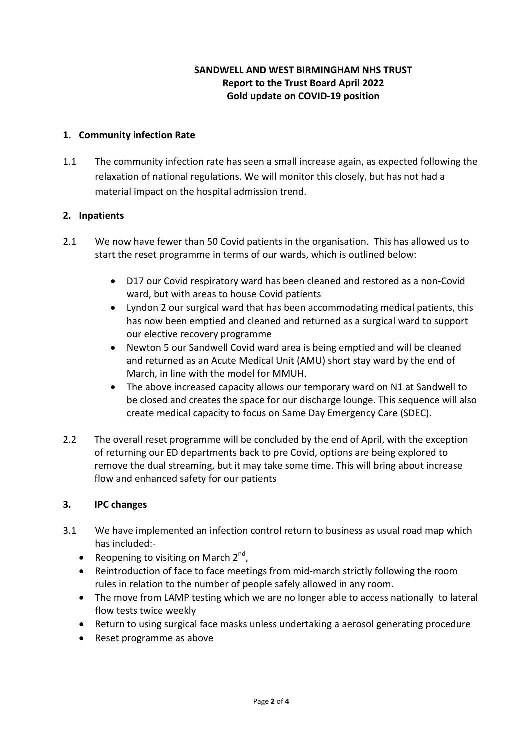**SANDWELL AND WEST BIRMINGHAM NHS TRUST**
**Report to the Trust Board April 2022**
**Gold update on COVID-19 position**

## 1. Community infection Rate

1.1 The community infection rate has seen a small increase again, as expected following the relaxation of national regulations. We will monitor this closely, but has not had a material impact on the hospital admission trend.

## 2. Inpatients

2.1 We now have fewer than 50 Covid patients in the organisation. This has allowed us to start the reset programme in terms of our wards, which is outlined below:

- D17 our Covid respiratory ward has been cleaned and restored as a non-Covid ward, but with areas to house Covid patients
- Lyndon 2 our surgical ward that has been accommodating medical patients, this has now been emptied and cleaned and returned as a surgical ward to support our elective recovery programme
- Newton 5 our Sandwell Covid ward area is being emptied and will be cleaned and returned as an Acute Medical Unit (AMU) short stay ward by the end of March, in line with the model for MMUH.
- The above increased capacity allows our temporary ward on N1 at Sandwell to be closed and creates the space for our discharge lounge. This sequence will also create medical capacity to focus on Same Day Emergency Care (SDEC).

2.2 The overall reset programme will be concluded by the end of April, with the exception of returning our ED departments back to pre Covid, options are being explored to remove the dual streaming, but it may take some time. This will bring about increase flow and enhanced safety for our patients

## 3. IPC changes

3.1 We have implemented an infection control return to business as usual road map which has included:-

- Reopening to visiting on March 2nd,
- Reintroduction of face to face meetings from mid-march strictly following the room rules in relation to the number of people safely allowed in any room.
- The move from LAMP testing which we are no longer able to access nationally to lateral flow tests twice weekly
- Return to using surgical face masks unless undertaking a aerosol generating procedure
- Reset programme as above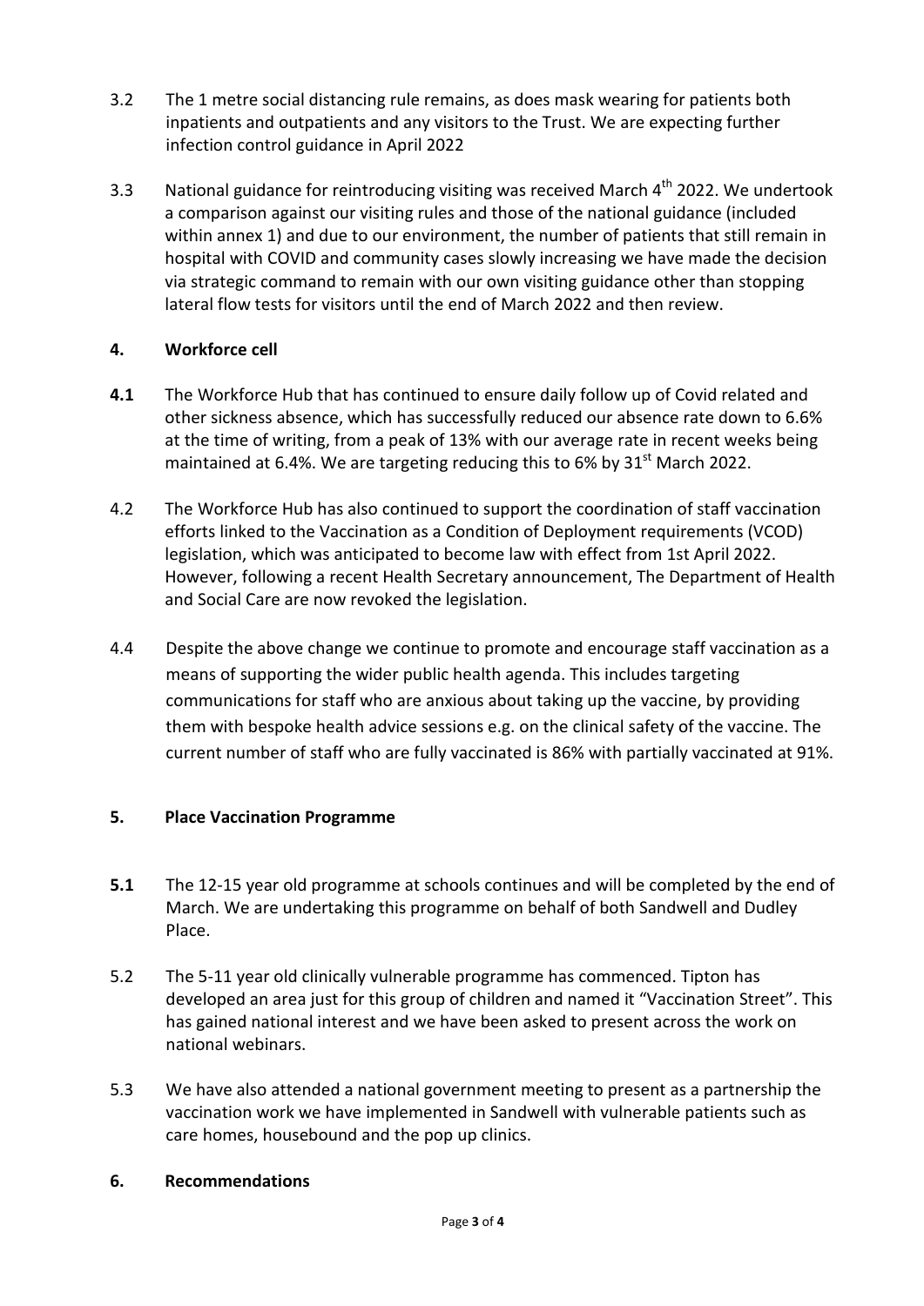3.2 The 1 metre social distancing rule remains, as does mask wearing for patients both inpatients and outpatients and any visitors to the Trust. We are expecting further infection control guidance in April 2022

3.3 National guidance for reintroducing visiting was received March 4th 2022. We undertook a comparison against our visiting rules and those of the national guidance (included within annex 1) and due to our environment, the number of patients that still remain in hospital with COVID and community cases slowly increasing we have made the decision via strategic command to remain with our own visiting guidance other than stopping lateral flow tests for visitors until the end of March 2022 and then review.

## 4. Workforce cell

**4.1** The Workforce Hub that has continued to ensure daily follow up of Covid related and other sickness absence, which has successfully reduced our absence rate down to 6.6% at the time of writing, from a peak of 13% with our average rate in recent weeks being maintained at 6.4%. We are targeting reducing this to 6% by 31st March 2022.

4.2 The Workforce Hub has also continued to support the coordination of staff vaccination efforts linked to the Vaccination as a Condition of Deployment requirements (VCOD) legislation, which was anticipated to become law with effect from 1st April 2022. However, following a recent Health Secretary announcement, The Department of Health and Social Care are now revoked the legislation.

4.4 Despite the above change we continue to promote and encourage staff vaccination as a means of supporting the wider public health agenda. This includes targeting communications for staff who are anxious about taking up the vaccine, by providing them with bespoke health advice sessions e.g. on the clinical safety of the vaccine. The current number of staff who are fully vaccinated is 86% with partially vaccinated at 91%.

## 5. Place Vaccination Programme

**5.1** The 12-15 year old programme at schools continues and will be completed by the end of March. We are undertaking this programme on behalf of both Sandwell and Dudley Place.

5.2 The 5-11 year old clinically vulnerable programme has commenced. Tipton has developed an area just for this group of children and named it "Vaccination Street". This has gained national interest and we have been asked to present across the work on national webinars.

5.3 We have also attended a national government meeting to present as a partnership the vaccination work we have implemented in Sandwell with vulnerable patients such as care homes, housebound and the pop up clinics.

## 6. Recommendations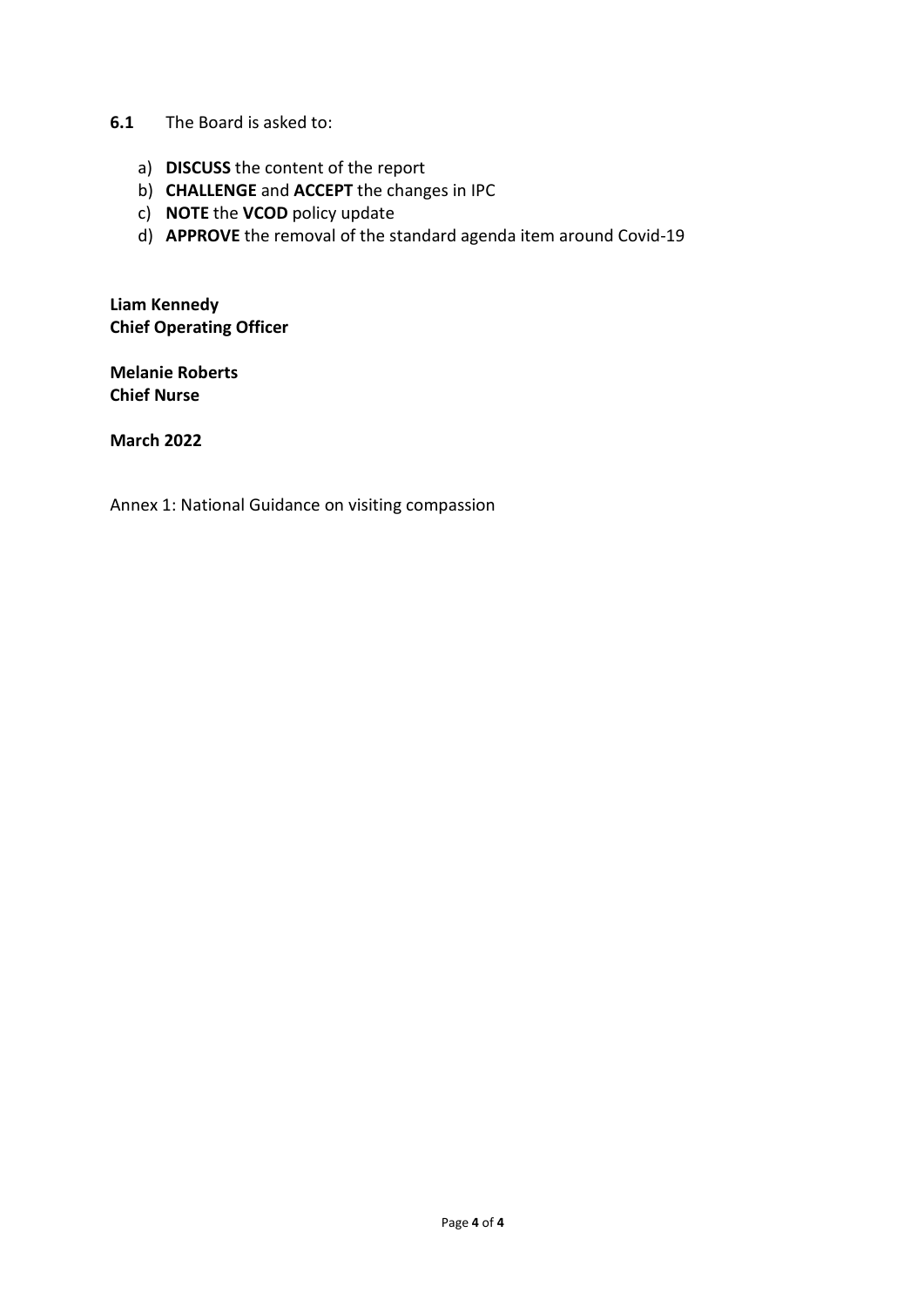**6.1** The Board is asked to:

a) **DISCUSS** the content of the report
b) **CHALLENGE** and **ACCEPT** the changes in IPC
c) **NOTE** the **VCOD** policy update
d) **APPROVE** the removal of the standard agenda item around Covid-19

**Liam Kennedy**
**Chief Operating Officer**

**Melanie Roberts**
**Chief Nurse**

**March 2022**

Annex 1: National Guidance on visiting compassion